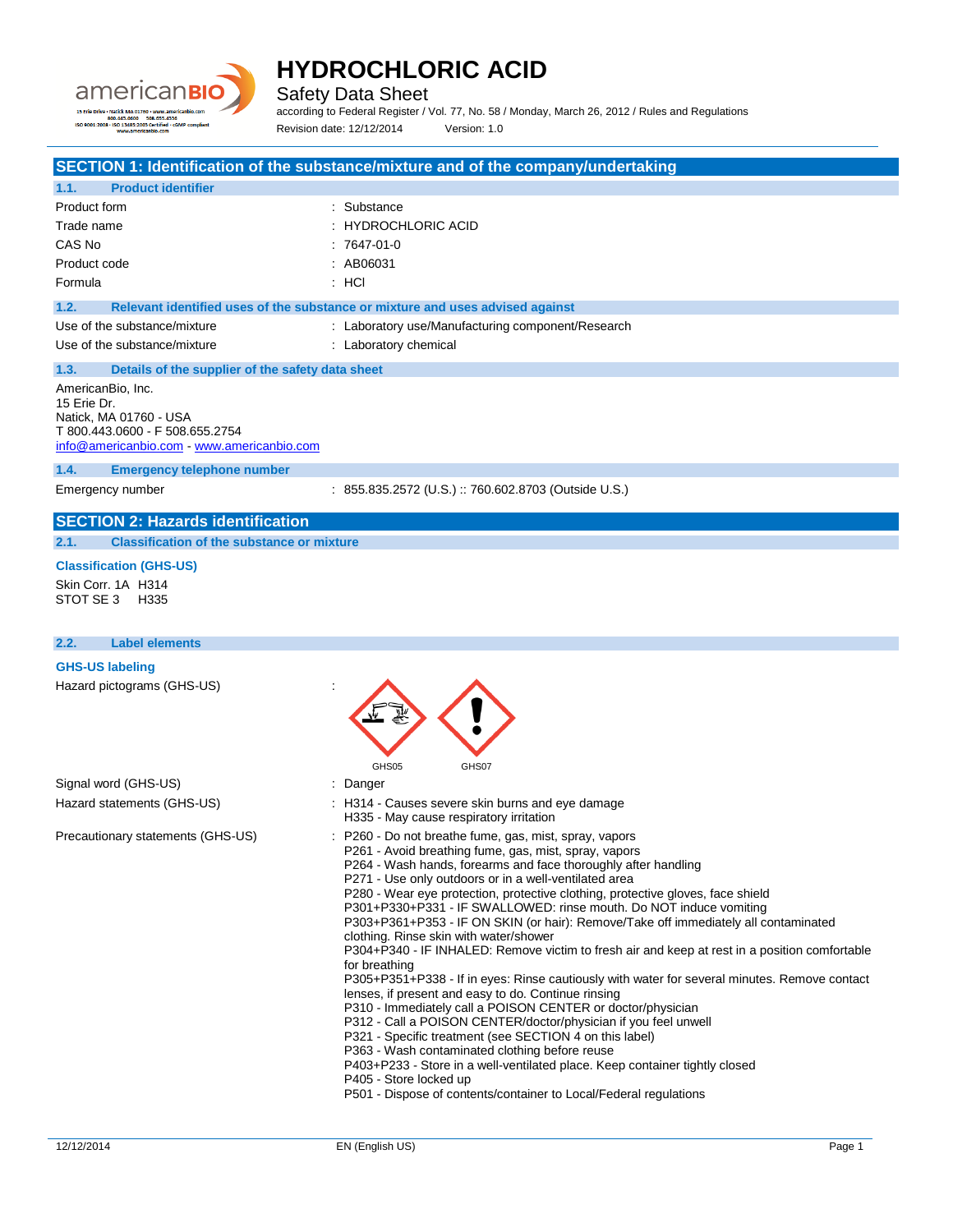# HYDROCHLORIC ACID

Safety Data Sheet

according to Federal Register / Vol. 77, No. 58 / Monday, March 26, 2012 / Rules and Regulations

Revision date: 12/12/2014 Version: 1.0

## SECTION 1: Identification of the substance/mixture and of the company/undertaking

### 1.1. Product identifier

| | |
|---|---|
| Product form | : Substance |
| Trade name | : HYDROCHLORIC ACID |
| CAS No | : 7647-01-0 |
| Product code | : AB06031 |
| Formula | : HCl |

### 1.2. Relevant identified uses of the substance or mixture and uses advised against

| | |
|---|---|
| Use of the substance/mixture | : Laboratory use/Manufacturing component/Research |
| Use of the substance/mixture | : Laboratory chemical |

### 1.3. Details of the supplier of the safety data sheet

AmericanBio, Inc.
15 Erie Dr.
Natick, MA 01760 - USA
T 800.443.0600 - F 508.655.2754
info@americanbio.com - www.americanbio.com

### 1.4. Emergency telephone number

| | |
|---|---|
| Emergency number | : 855.835.2572 (U.S.) :: 760.602.8703 (Outside U.S.) |

## SECTION 2: Hazards identification

### 2.1. Classification of the substance or mixture

**Classification (GHS-US)**

Skin Corr. 1A H314
STOT SE 3 H335

### 2.2. Label elements

**GHS-US labeling**

Hazard pictograms (GHS-US) :

GHS05 GHS07

Signal word (GHS-US) : Danger

Hazard statements (GHS-US) :
- H314 - Causes severe skin burns and eye damage
- H335 - May cause respiratory irritation

Precautionary statements (GHS-US) :
- P260 - Do not breathe fume, gas, mist, spray, vapors
- P261 - Avoid breathing fume, gas, mist, spray, vapors
- P264 - Wash hands, forearms and face thoroughly after handling
- P271 - Use only outdoors or in a well-ventilated area
- P280 - Wear eye protection, protective clothing, protective gloves, face shield
- P301+P330+P331 - IF SWALLOWED: rinse mouth. Do NOT induce vomiting
- P303+P361+P353 - IF ON SKIN (or hair): Remove/Take off immediately all contaminated clothing. Rinse skin with water/shower
- P304+P340 - IF INHALED: Remove victim to fresh air and keep at rest in a position comfortable for breathing
- P305+P351+P338 - If in eyes: Rinse cautiously with water for several minutes. Remove contact lenses, if present and easy to do. Continue rinsing
- P310 - Immediately call a POISON CENTER or doctor/physician
- P312 - Call a POISON CENTER/doctor/physician if you feel unwell
- P321 - Specific treatment (see SECTION 4 on this label)
- P363 - Wash contaminated clothing before reuse
- P403+P233 - Store in a well-ventilated place. Keep container tightly closed
- P405 - Store locked up
- P501 - Dispose of contents/container to Local/Federal regulations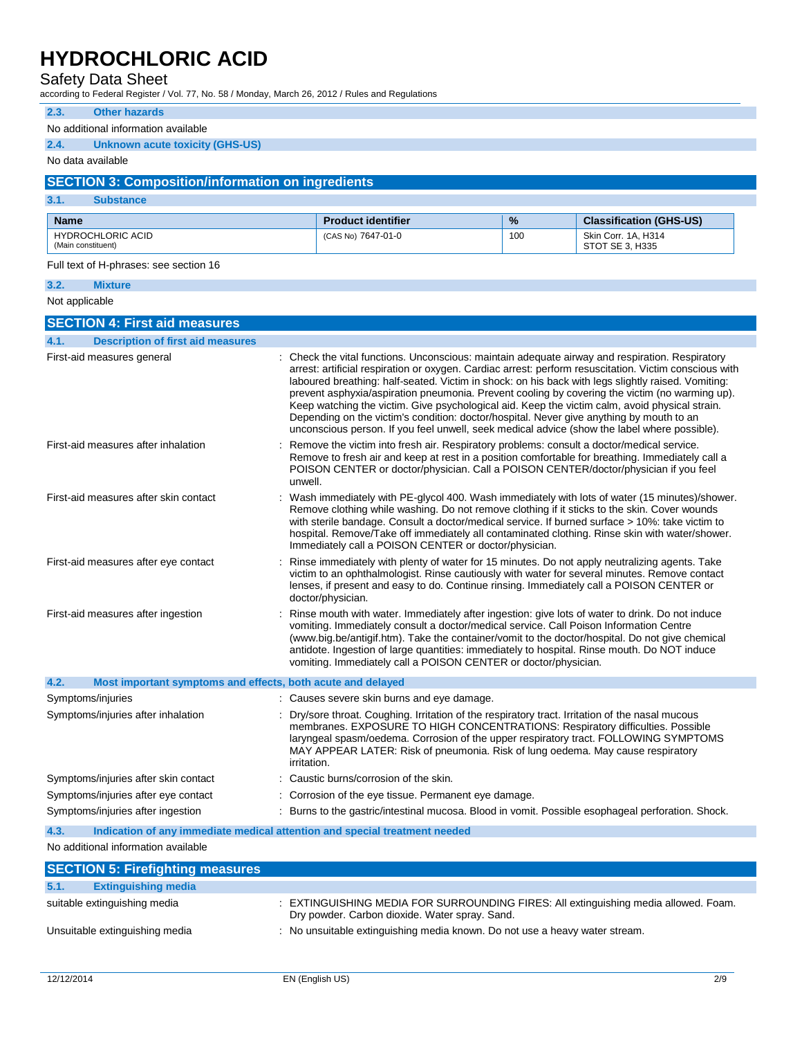### 2.3. Other hazards

No additional information available

### 2.4. Unknown acute toxicity (GHS-US)

No data available

## SECTION 3: Composition/information on ingredients

### 3.1. Substance

| Name | Product identifier | % | Classification (GHS-US) |
|---|---|---|---|
| HYDROCHLORIC ACID (Main constituent) | (CAS No) 7647-01-0 | 100 | Skin Corr. 1A, H314 STOT SE 3, H335 |

Full text of H-phrases: see section 16

### 3.2. Mixture

Not applicable

## SECTION 4: First aid measures

### 4.1. Description of first aid measures

First-aid measures general : Check the vital functions. Unconscious: maintain adequate airway and respiration. Respiratory arrest: artificial respiration or oxygen. Cardiac arrest: perform resuscitation. Victim conscious with laboured breathing: half-seated. Victim in shock: on his back with legs slightly raised. Vomiting: prevent asphyxia/aspiration pneumonia. Prevent cooling by covering the victim (no warming up). Keep watching the victim. Give psychological aid. Keep the victim calm, avoid physical strain. Depending on the victim's condition: doctor/hospital. Never give anything by mouth to an unconscious person. If you feel unwell, seek medical advice (show the label where possible).

First-aid measures after inhalation : Remove the victim into fresh air. Respiratory problems: consult a doctor/medical service. Remove to fresh air and keep at rest in a position comfortable for breathing. Immediately call a POISON CENTER or doctor/physician. Call a POISON CENTER/doctor/physician if you feel unwell.

First-aid measures after skin contact : Wash immediately with PE-glycol 400. Wash immediately with lots of water (15 minutes)/shower. Remove clothing while washing. Do not remove clothing if it sticks to the skin. Cover wounds with sterile bandage. Consult a doctor/medical service. If burned surface > 10%: take victim to hospital. Remove/Take off immediately all contaminated clothing. Rinse skin with water/shower. Immediately call a POISON CENTER or doctor/physician.

First-aid measures after eye contact : Rinse immediately with plenty of water for 15 minutes. Do not apply neutralizing agents. Take victim to an ophthalmologist. Rinse cautiously with water for several minutes. Remove contact lenses, if present and easy to do. Continue rinsing. Immediately call a POISON CENTER or doctor/physician.

First-aid measures after ingestion : Rinse mouth with water. Immediately after ingestion: give lots of water to drink. Do not induce vomiting. Immediately consult a doctor/medical service. Call Poison Information Centre (www.big.be/antigif.htm). Take the container/vomit to the doctor/hospital. Do not give chemical antidote. Ingestion of large quantities: immediately to hospital. Rinse mouth. Do NOT induce vomiting. Immediately call a POISON CENTER or doctor/physician.

### 4.2. Most important symptoms and effects, both acute and delayed

Symptoms/injuries : Causes severe skin burns and eye damage.

Symptoms/injuries after inhalation : Dry/sore throat. Coughing. Irritation of the respiratory tract. Irritation of the nasal mucous membranes. EXPOSURE TO HIGH CONCENTRATIONS: Respiratory difficulties. Possible laryngeal spasm/oedema. Corrosion of the upper respiratory tract. FOLLOWING SYMPTOMS MAY APPEAR LATER: Risk of pneumonia. Risk of lung oedema. May cause respiratory irritation.

Symptoms/injuries after skin contact : Caustic burns/corrosion of the skin.

Symptoms/injuries after eye contact : Corrosion of the eye tissue. Permanent eye damage.

Symptoms/injuries after ingestion : Burns to the gastric/intestinal mucosa. Blood in vomit. Possible esophageal perforation. Shock.

### 4.3. Indication of any immediate medical attention and special treatment needed

No additional information available

## SECTION 5: Firefighting measures

### 5.1. Extinguishing media

suitable extinguishing media : EXTINGUISHING MEDIA FOR SURROUNDING FIRES: All extinguishing media allowed. Foam. Dry powder. Carbon dioxide. Water spray. Sand.

Unsuitable extinguishing media : No unsuitable extinguishing media known. Do not use a heavy water stream.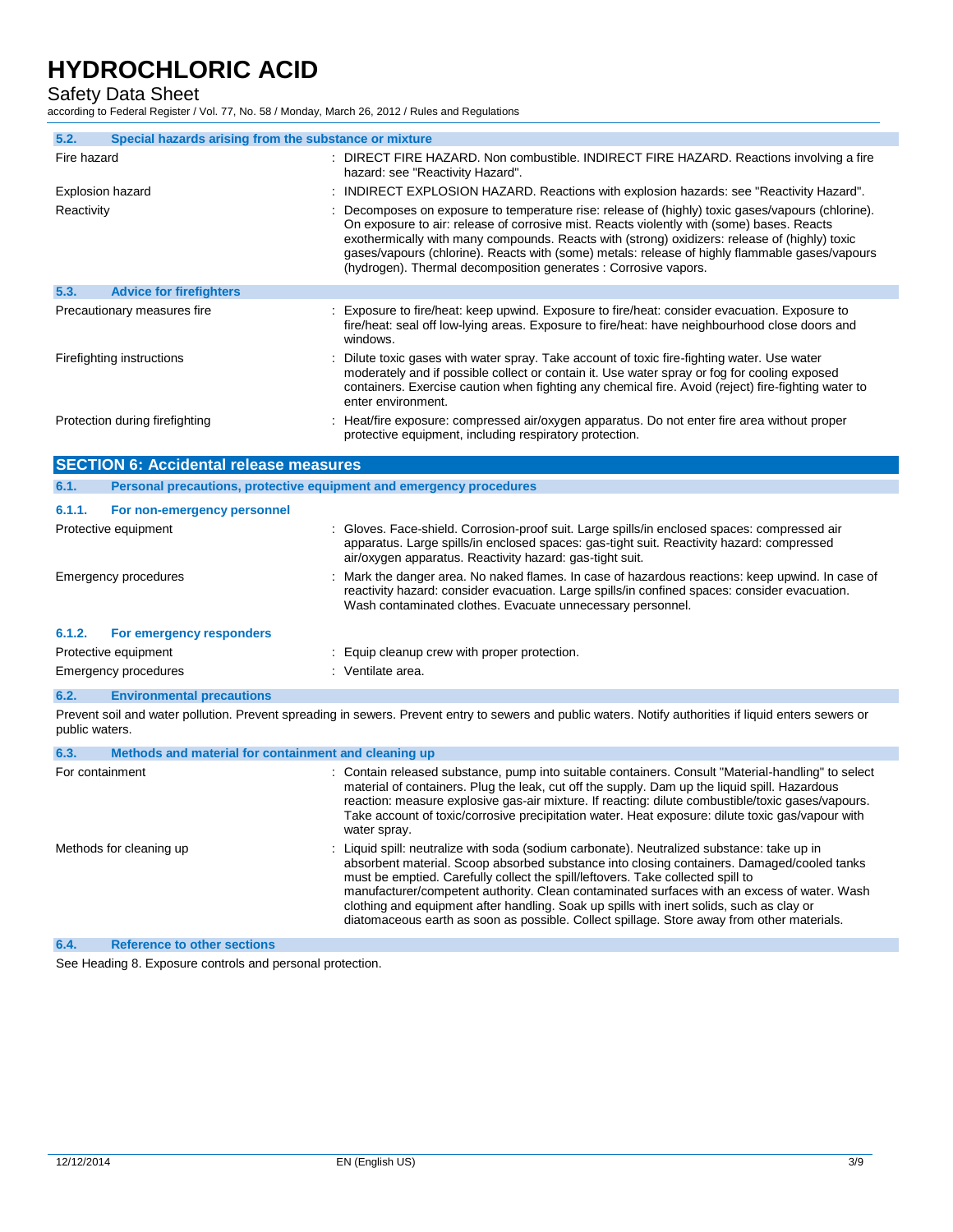### 5.2. Special hazards arising from the substance or mixture

| | |
|---|---|
| Fire hazard | : DIRECT FIRE HAZARD. Non combustible. INDIRECT FIRE HAZARD. Reactions involving a fire hazard: see "Reactivity Hazard". |
| Explosion hazard | : INDIRECT EXPLOSION HAZARD. Reactions with explosion hazards: see "Reactivity Hazard". |
| Reactivity | : Decomposes on exposure to temperature rise: release of (highly) toxic gases/vapours (chlorine). On exposure to air: release of corrosive mist. Reacts violently with (some) bases. Reacts exothermically with many compounds. Reacts with (strong) oxidizers: release of (highly) toxic gases/vapours (chlorine). Reacts with (some) metals: release of highly flammable gases/vapours (hydrogen). Thermal decomposition generates : Corrosive vapors. |

### 5.3. Advice for firefighters

| | |
|---|---|
| Precautionary measures fire | : Exposure to fire/heat: keep upwind. Exposure to fire/heat: consider evacuation. Exposure to fire/heat: seal off low-lying areas. Exposure to fire/heat: have neighbourhood close doors and windows. |
| Firefighting instructions | : Dilute toxic gases with water spray. Take account of toxic fire-fighting water. Use water moderately and if possible collect or contain it. Use water spray or fog for cooling exposed containers. Exercise caution when fighting any chemical fire. Avoid (reject) fire-fighting water to enter environment. |
| Protection during firefighting | : Heat/fire exposure: compressed air/oxygen apparatus. Do not enter fire area without proper protective equipment, including respiratory protection. |

## SECTION 6: Accidental release measures

### 6.1. Personal precautions, protective equipment and emergency procedures

#### 6.1.1. For non-emergency personnel

| | |
|---|---|
| Protective equipment | : Gloves. Face-shield. Corrosion-proof suit. Large spills/in enclosed spaces: compressed air apparatus. Large spills/in enclosed spaces: gas-tight suit. Reactivity hazard: compressed air/oxygen apparatus. Reactivity hazard: gas-tight suit. |
| Emergency procedures | : Mark the danger area. No naked flames. In case of hazardous reactions: keep upwind. In case of reactivity hazard: consider evacuation. Large spills/in confined spaces: consider evacuation. Wash contaminated clothes. Evacuate unnecessary personnel. |

#### 6.1.2. For emergency responders

| | |
|---|---|
| Protective equipment | : Equip cleanup crew with proper protection. |
| Emergency procedures | : Ventilate area. |

### 6.2. Environmental precautions

Prevent soil and water pollution. Prevent spreading in sewers. Prevent entry to sewers and public waters. Notify authorities if liquid enters sewers or public waters.

### 6.3. Methods and material for containment and cleaning up

| | |
|---|---|
| For containment | : Contain released substance, pump into suitable containers. Consult "Material-handling" to select material of containers. Plug the leak, cut off the supply. Dam up the liquid spill. Hazardous reaction: measure explosive gas-air mixture. If reacting: dilute combustible/toxic gases/vapours. Take account of toxic/corrosive precipitation water. Heat exposure: dilute toxic gas/vapour with water spray. |
| Methods for cleaning up | : Liquid spill: neutralize with soda (sodium carbonate). Neutralized substance: take up in absorbent material. Scoop absorbed substance into closing containers. Damaged/cooled tanks must be emptied. Carefully collect the spill/leftovers. Take collected spill to manufacturer/competent authority. Clean contaminated surfaces with an excess of water. Wash clothing and equipment after handling. Soak up spills with inert solids, such as clay or diatomaceous earth as soon as possible. Collect spillage. Store away from other materials. |

### 6.4. Reference to other sections

See Heading 8. Exposure controls and personal protection.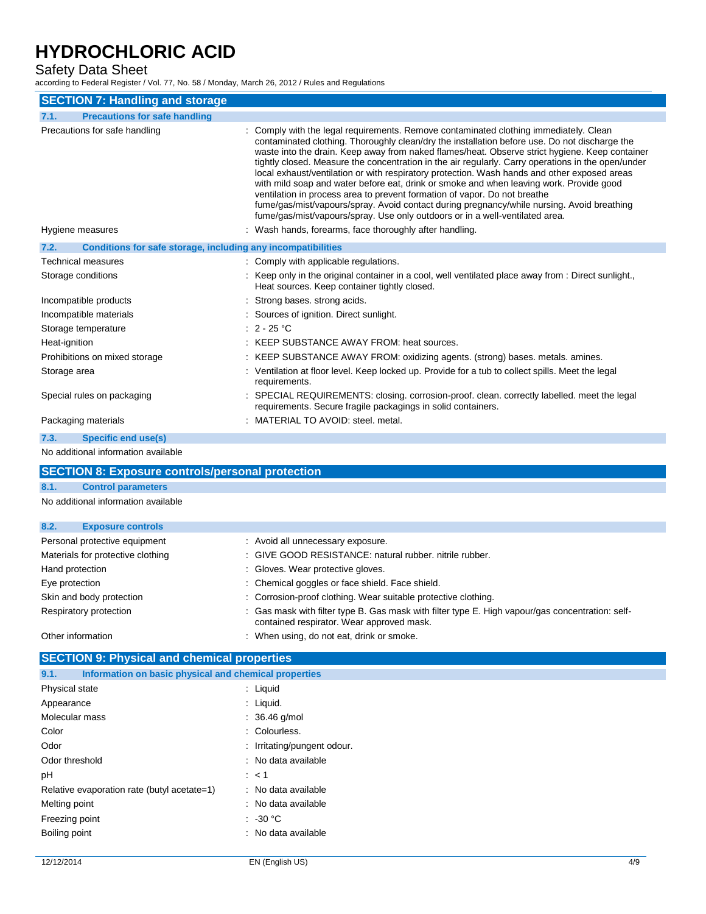## SECTION 7: Handling and storage

### 7.1. Precautions for safe handling

| | |
|---|---|
| Precautions for safe handling | : Comply with the legal requirements. Remove contaminated clothing immediately. Clean contaminated clothing. Thoroughly clean/dry the installation before use. Do not discharge the waste into the drain. Keep away from naked flames/heat. Observe strict hygiene. Keep container tightly closed. Measure the concentration in the air regularly. Carry operations in the open/under local exhaust/ventilation or with respiratory protection. Wash hands and other exposed areas with mild soap and water before eat, drink or smoke and when leaving work. Provide good ventilation in process area to prevent formation of vapor. Do not breathe fume/gas/mist/vapours/spray. Avoid contact during pregnancy/while nursing. Avoid breathing fume/gas/mist/vapours/spray. Use only outdoors or in a well-ventilated area. |
| Hygiene measures | : Wash hands, forearms, face thoroughly after handling. |

### 7.2. Conditions for safe storage, including any incompatibilities

| | |
|---|---|
| Technical measures | : Comply with applicable regulations. |
| Storage conditions | : Keep only in the original container in a cool, well ventilated place away from : Direct sunlight., Heat sources. Keep container tightly closed. |
| Incompatible products | : Strong bases. strong acids. |
| Incompatible materials | : Sources of ignition. Direct sunlight. |
| Storage temperature | : 2 - 25 °C |
| Heat-ignition | : KEEP SUBSTANCE AWAY FROM: heat sources. |
| Prohibitions on mixed storage | : KEEP SUBSTANCE AWAY FROM: oxidizing agents. (strong) bases. metals. amines. |
| Storage area | : Ventilation at floor level. Keep locked up. Provide for a tub to collect spills. Meet the legal requirements. |
| Special rules on packaging | : SPECIAL REQUIREMENTS: closing. corrosion-proof. clean. correctly labelled. meet the legal requirements. Secure fragile packagings in solid containers. |
| Packaging materials | : MATERIAL TO AVOID: steel. metal. |

### 7.3. Specific end use(s)

No additional information available

## SECTION 8: Exposure controls/personal protection

### 8.1. Control parameters

No additional information available

### 8.2. Exposure controls

| | |
|---|---|
| Personal protective equipment | : Avoid all unnecessary exposure. |
| Materials for protective clothing | : GIVE GOOD RESISTANCE: natural rubber. nitrile rubber. |
| Hand protection | : Gloves. Wear protective gloves. |
| Eye protection | : Chemical goggles or face shield. Face shield. |
| Skin and body protection | : Corrosion-proof clothing. Wear suitable protective clothing. |
| Respiratory protection | : Gas mask with filter type B. Gas mask with filter type E. High vapour/gas concentration: self-contained respirator. Wear approved mask. |
| Other information | : When using, do not eat, drink or smoke. |

## SECTION 9: Physical and chemical properties

### 9.1. Information on basic physical and chemical properties

| | |
|---|---|
| Physical state | : Liquid |
| Appearance | : Liquid. |
| Molecular mass | : 36.46 g/mol |
| Color | : Colourless. |
| Odor | : Irritating/pungent odour. |
| Odor threshold | : No data available |
| pH | : < 1 |
| Relative evaporation rate (butyl acetate=1) | : No data available |
| Melting point | : No data available |
| Freezing point | : -30 °C |
| Boiling point | : No data available |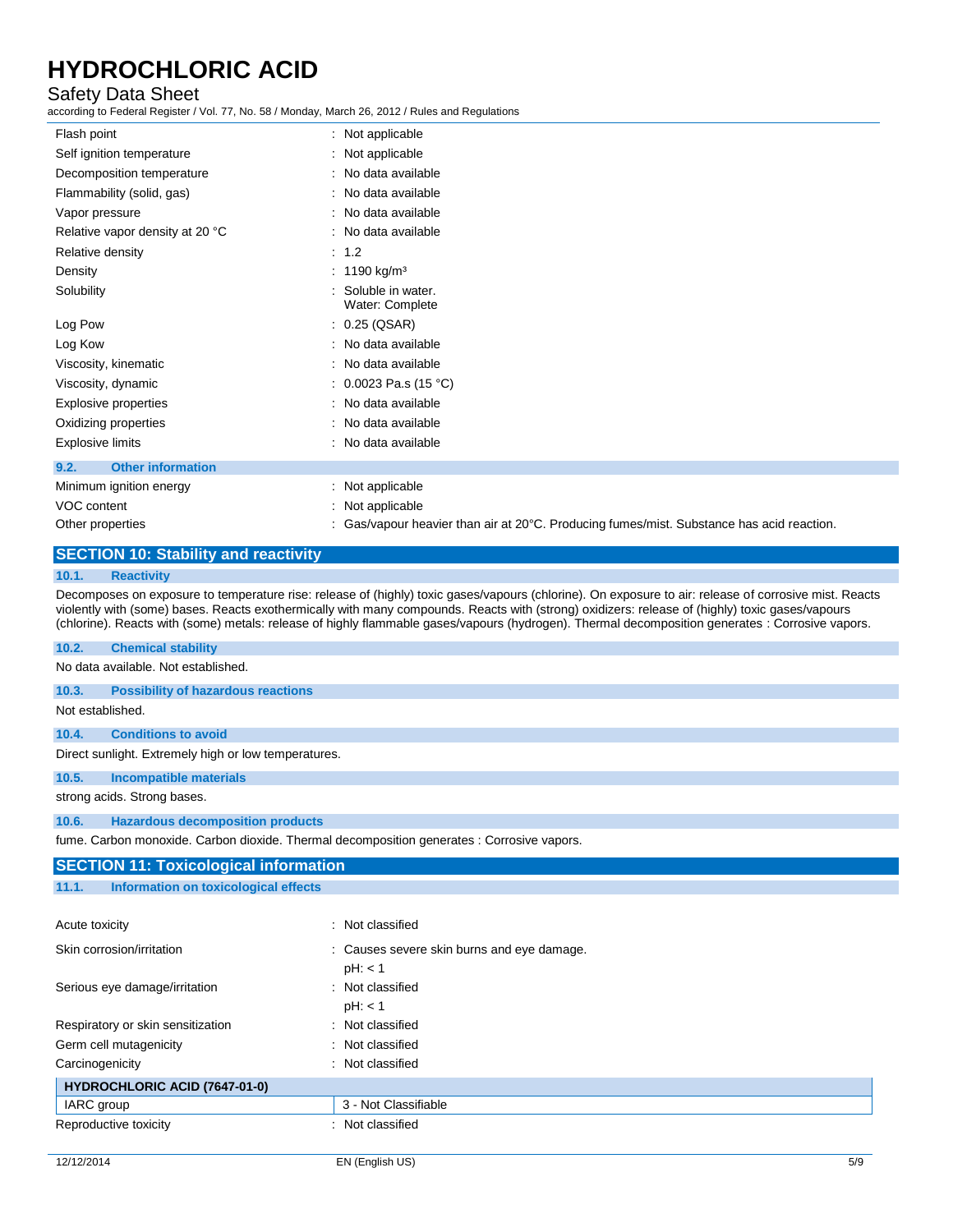| Property | Value |
| --- | --- |
| Flash point | : Not applicable |
| Self ignition temperature | : Not applicable |
| Decomposition temperature | : No data available |
| Flammability (solid, gas) | : No data available |
| Vapor pressure | : No data available |
| Relative vapor density at 20 °C | : No data available |
| Relative density | : 1.2 |
| Density | : 1190 kg/m³ |
| Solubility | : Soluble in water. Water: Complete |
| Log Pow | : 0.25 (QSAR) |
| Log Kow | : No data available |
| Viscosity, kinematic | : No data available |
| Viscosity, dynamic | : 0.0023 Pa.s (15 °C) |
| Explosive properties | : No data available |
| Oxidizing properties | : No data available |
| Explosive limits | : No data available |

### 9.2. Other information

| Property | Value |
| --- | --- |
| Minimum ignition energy | : Not applicable |
| VOC content | : Not applicable |
| Other properties | : Gas/vapour heavier than air at 20°C. Producing fumes/mist. Substance has acid reaction. |

## SECTION 10: Stability and reactivity

### 10.1. Reactivity

Decomposes on exposure to temperature rise: release of (highly) toxic gases/vapours (chlorine). On exposure to air: release of corrosive mist. Reacts violently with (some) bases. Reacts exothermically with many compounds. Reacts with (strong) oxidizers: release of (highly) toxic gases/vapours (chlorine). Reacts with (some) metals: release of highly flammable gases/vapours (hydrogen). Thermal decomposition generates : Corrosive vapors.

### 10.2. Chemical stability

No data available. Not established.

### 10.3. Possibility of hazardous reactions

Not established.

### 10.4. Conditions to avoid

Direct sunlight. Extremely high or low temperatures.

### 10.5. Incompatible materials

strong acids. Strong bases.

### 10.6. Hazardous decomposition products

fume. Carbon monoxide. Carbon dioxide. Thermal decomposition generates : Corrosive vapors.

## SECTION 11: Toxicological information

### 11.1. Information on toxicological effects

| Property | Value |
| --- | --- |
| Acute toxicity | : Not classified |
| Skin corrosion/irritation | : Causes severe skin burns and eye damage. pH: < 1 |
| Serious eye damage/irritation | : Not classified pH: < 1 |
| Respiratory or skin sensitization | : Not classified |
| Germ cell mutagenicity | : Not classified |
| Carcinogenicity | : Not classified |

| **HYDROCHLORIC ACID (7647-01-0)** | |
| --- | --- |
| IARC group | 3 - Not Classifiable |

| Property | Value |
| --- | --- |
| Reproductive toxicity | : Not classified |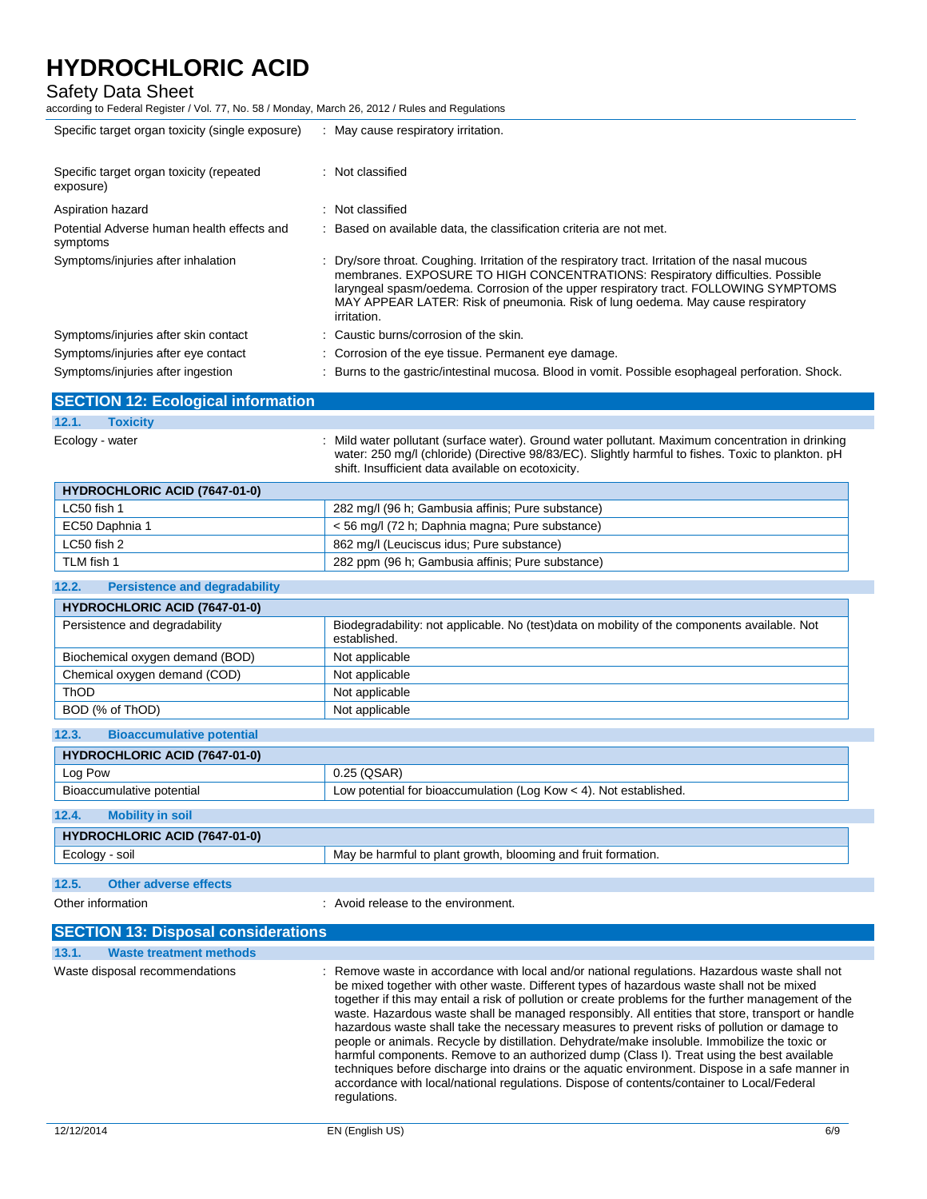| | |
|---|---|
| Specific target organ toxicity (single exposure) | : May cause respiratory irritation. |
| Specific target organ toxicity (repeated exposure) | : Not classified |
| Aspiration hazard | : Not classified |
| Potential Adverse human health effects and symptoms | : Based on available data, the classification criteria are not met. |
| Symptoms/injuries after inhalation | : Dry/sore throat. Coughing. Irritation of the respiratory tract. Irritation of the nasal mucous membranes. EXPOSURE TO HIGH CONCENTRATIONS: Respiratory difficulties. Possible laryngeal spasm/oedema. Corrosion of the upper respiratory tract. FOLLOWING SYMPTOMS MAY APPEAR LATER: Risk of pneumonia. Risk of lung oedema. May cause respiratory irritation. |
| Symptoms/injuries after skin contact | : Caustic burns/corrosion of the skin. |
| Symptoms/injuries after eye contact | : Corrosion of the eye tissue. Permanent eye damage. |
| Symptoms/injuries after ingestion | : Burns to the gastric/intestinal mucosa. Blood in vomit. Possible esophageal perforation. Shock. |

## SECTION 12: Ecological information

### 12.1. Toxicity

Ecology - water : Mild water pollutant (surface water). Ground water pollutant. Maximum concentration in drinking water: 250 mg/l (chloride) (Directive 98/83/EC). Slightly harmful to fishes. Toxic to plankton. pH shift. Insufficient data available on ecotoxicity.

| HYDROCHLORIC ACID (7647-01-0) | |
|---|---|
| LC50 fish 1 | 282 mg/l (96 h; Gambusia affinis; Pure substance) |
| EC50 Daphnia 1 | < 56 mg/l (72 h; Daphnia magna; Pure substance) |
| LC50 fish 2 | 862 mg/l (Leuciscus idus; Pure substance) |
| TLM fish 1 | 282 ppm (96 h; Gambusia affinis; Pure substance) |

### 12.2. Persistence and degradability

| HYDROCHLORIC ACID (7647-01-0) | |
|---|---|
| Persistence and degradability | Biodegradability: not applicable. No (test)data on mobility of the components available. Not established. |
| Biochemical oxygen demand (BOD) | Not applicable |
| Chemical oxygen demand (COD) | Not applicable |
| ThOD | Not applicable |
| BOD (% of ThOD) | Not applicable |

### 12.3. Bioaccumulative potential

| HYDROCHLORIC ACID (7647-01-0) | |
|---|---|
| Log Pow | 0.25 (QSAR) |
| Bioaccumulative potential | Low potential for bioaccumulation (Log Kow < 4). Not established. |

### 12.4. Mobility in soil

| HYDROCHLORIC ACID (7647-01-0) | |
|---|---|
| Ecology - soil | May be harmful to plant growth, blooming and fruit formation. |

### 12.5. Other adverse effects

Other information : Avoid release to the environment.

## SECTION 13: Disposal considerations

### 13.1. Waste treatment methods

Waste disposal recommendations : Remove waste in accordance with local and/or national regulations. Hazardous waste shall not be mixed together with other waste. Different types of hazardous waste shall not be mixed together if this may entail a risk of pollution or create problems for the further management of the waste. Hazardous waste shall be managed responsibly. All entities that store, transport or handle hazardous waste shall take the necessary measures to prevent risks of pollution or damage to people or animals. Recycle by distillation. Dehydrate/make insoluble. Immobilize the toxic or harmful components. Remove to an authorized dump (Class I). Treat using the best available techniques before discharge into drains or the aquatic environment. Dispose in a safe manner in accordance with local/national regulations. Dispose of contents/container to Local/Federal regulations.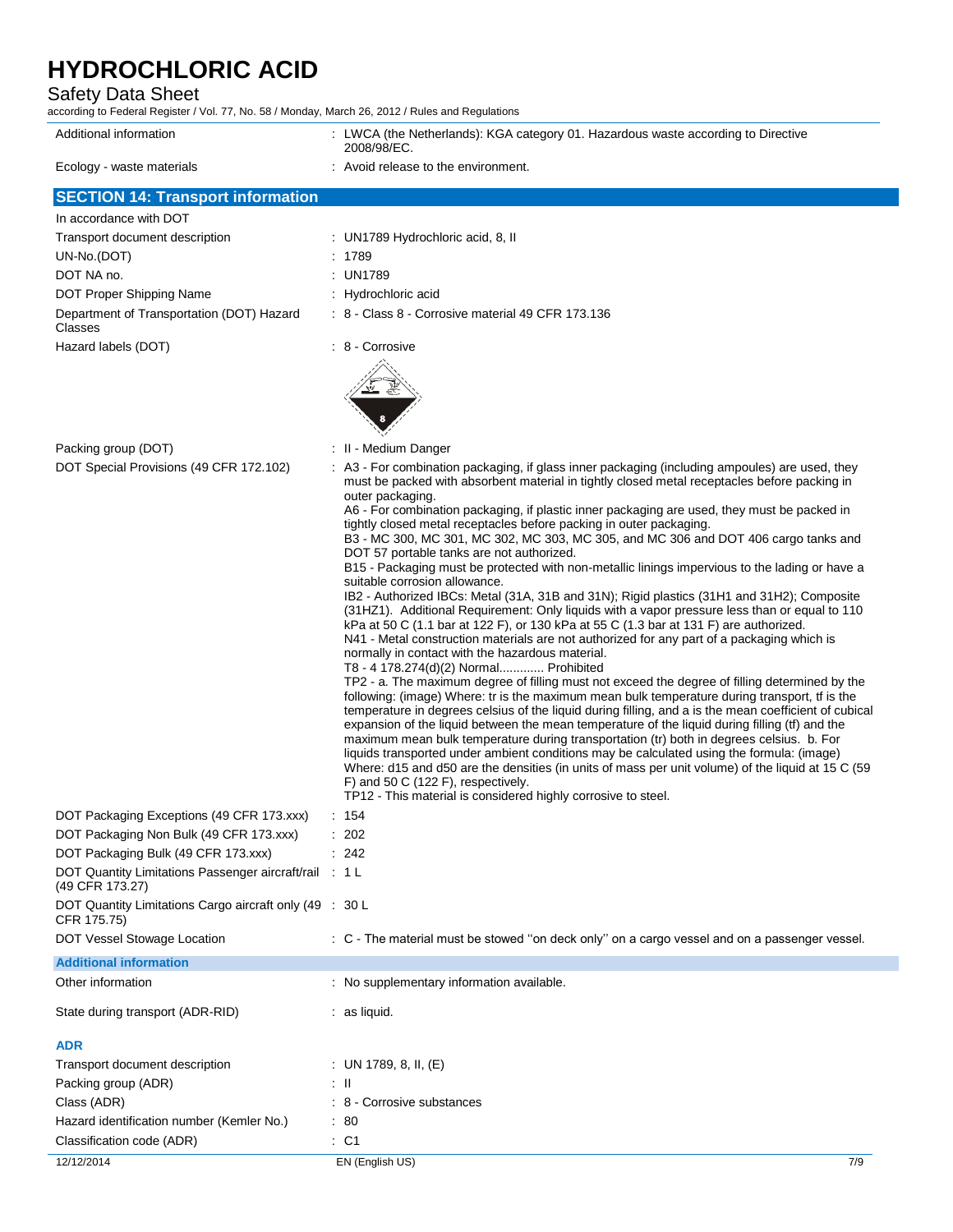| | |
|---|---|
| Additional information | : LWCA (the Netherlands): KGA category 01. Hazardous waste according to Directive 2008/98/EC. |
| Ecology - waste materials | : Avoid release to the environment. |

## SECTION 14: Transport information

In accordance with DOT

| | |
|---|---|
| Transport document description | : UN1789 Hydrochloric acid, 8, II |
| UN-No.(DOT) | : 1789 |
| DOT NA no. | : UN1789 |
| DOT Proper Shipping Name | : Hydrochloric acid |
| Department of Transportation (DOT) Hazard Classes | : 8 - Class 8 - Corrosive material 49 CFR 173.136 |
| Hazard labels (DOT) | : 8 - Corrosive |
| Packing group (DOT) | : II - Medium Danger |
| DOT Special Provisions (49 CFR 172.102) | : A3 - For combination packaging, if glass inner packaging (including ampoules) are used, they must be packed with absorbent material in tightly closed metal receptacles before packing in outer packaging.<br>A6 - For combination packaging, if plastic inner packaging are used, they must be packed in tightly closed metal receptacles before packing in outer packaging.<br>B3 - MC 300, MC 301, MC 302, MC 303, MC 305, and MC 306 and DOT 406 cargo tanks and DOT 57 portable tanks are not authorized.<br>B15 - Packaging must be protected with non-metallic linings impervious to the lading or have a suitable corrosion allowance.<br>IB2 - Authorized IBCs: Metal (31A, 31B and 31N); Rigid plastics (31H1 and 31H2); Composite (31HZ1). Additional Requirement: Only liquids with a vapor pressure less than or equal to 110 kPa at 50 C (1.1 bar at 122 F), or 130 kPa at 55 C (1.3 bar at 131 F) are authorized.<br>N41 - Metal construction materials are not authorized for any part of a packaging which is normally in contact with the hazardous material.<br>T8 - 4 178.274(d)(2) Normal............. Prohibited<br>TP2 - a. The maximum degree of filling must not exceed the degree of filling determined by the following: (image) Where: tr is the maximum mean bulk temperature during transport, tf is the temperature in degrees celsius of the liquid during filling, and a is the mean coefficient of cubical expansion of the liquid between the mean temperature of the liquid during filling (tf) and the maximum mean bulk temperature during transportation (tr) both in degrees celsius. b. For liquids transported under ambient conditions may be calculated using the formula: (image) Where: d15 and d50 are the densities (in units of mass per unit volume) of the liquid at 15 C (59 F) and 50 C (122 F), respectively.<br>TP12 - This material is considered highly corrosive to steel. |
| DOT Packaging Exceptions (49 CFR 173.xxx) | : 154 |
| DOT Packaging Non Bulk (49 CFR 173.xxx) | : 202 |
| DOT Packaging Bulk (49 CFR 173.xxx) | : 242 |
| DOT Quantity Limitations Passenger aircraft/rail (49 CFR 173.27) | : 1 L |
| DOT Quantity Limitations Cargo aircraft only (49 CFR 175.75) | : 30 L |
| DOT Vessel Stowage Location | : C - The material must be stowed "on deck only" on a cargo vessel and on a passenger vessel. |

### Additional information

| | |
|---|---|
| Other information | : No supplementary information available. |
| State during transport (ADR-RID) | : as liquid. |

### ADR

| | |
|---|---|
| Transport document description | : UN 1789, 8, II, (E) |
| Packing group (ADR) | : II |
| Class (ADR) | : 8 - Corrosive substances |
| Hazard identification number (Kemler No.) | : 80 |
| Classification code (ADR) | : C1 |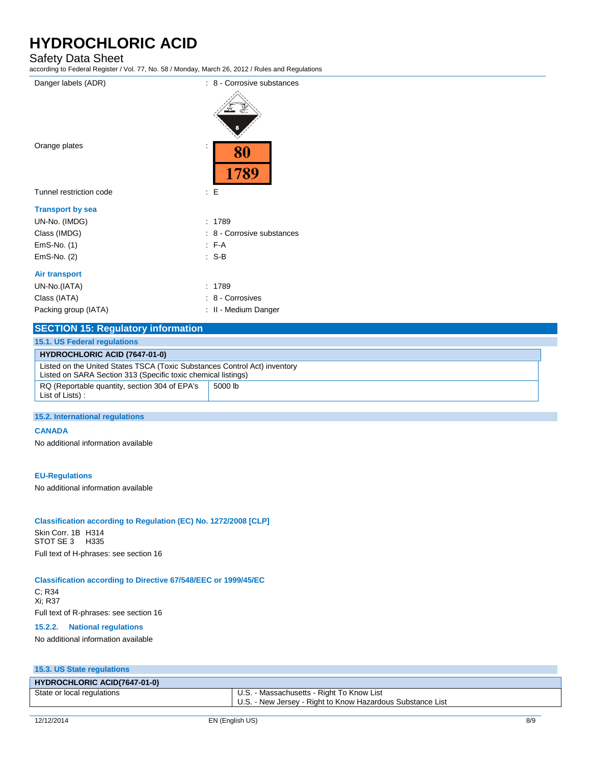| | |
|---|---|
| Danger labels (ADR) | : 8 - Corrosive substances |
| Orange plates | : 80 / 1789 |
| Tunnel restriction code | : E |

**Transport by sea**

| | |
|---|---|
| UN-No. (IMDG) | : 1789 |
| Class (IMDG) | : 8 - Corrosive substances |
| EmS-No. (1) | : F-A |
| EmS-No. (2) | : S-B |

**Air transport**

| | |
|---|---|
| UN-No.(IATA) | : 1789 |
| Class (IATA) | : 8 - Corrosives |
| Packing group (IATA) | : II - Medium Danger |

## SECTION 15: Regulatory information

### 15.1. US Federal regulations

| HYDROCHLORIC ACID (7647-01-0) | |
|---|---|
| Listed on the United States TSCA (Toxic Substances Control Act) inventory<br>Listed on SARA Section 313 (Specific toxic chemical listings) | |
| RQ (Reportable quantity, section 304 of EPA's List of Lists) : | 5000 lb |

### 15.2. International regulations

**CANADA**

No additional information available

**EU-Regulations**

No additional information available

**Classification according to Regulation (EC) No. 1272/2008 [CLP]**

Skin Corr. 1B H314
STOT SE 3 H335

Full text of H-phrases: see section 16

**Classification according to Directive 67/548/EEC or 1999/45/EC**

C; R34
Xi; R37

Full text of R-phrases: see section 16

#### 15.2.2. National regulations

No additional information available

### 15.3. US State regulations

| HYDROCHLORIC ACID(7647-01-0) | |
|---|---|
| State or local regulations | U.S. - Massachusetts - Right To Know List<br>U.S. - New Jersey - Right to Know Hazardous Substance List |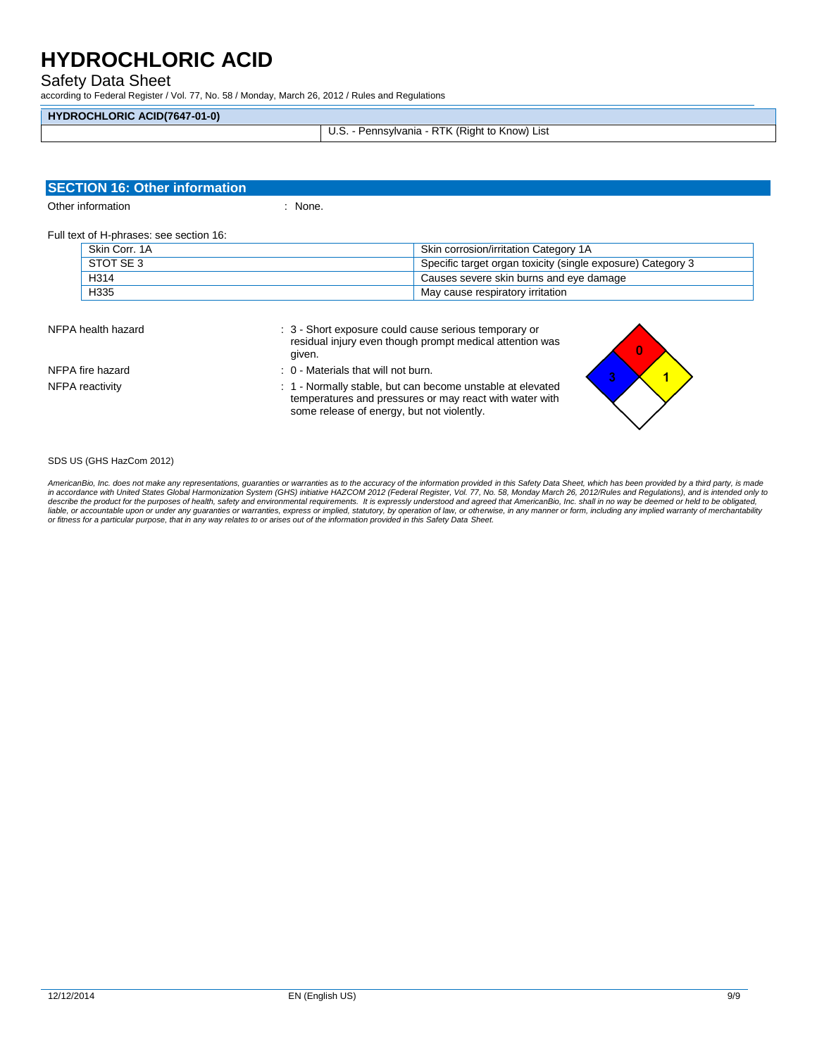# HYDROCHLORIC ACID

Safety Data Sheet

according to Federal Register / Vol. 77, No. 58 / Monday, March 26, 2012 / Rules and Regulations

| HYDROCHLORIC ACID(7647-01-0) | |
|---|---|
| | U.S. - Pennsylvania - RTK (Right to Know) List |

## SECTION 16: Other information

Other information : None.

Full text of H-phrases: see section 16:

| | |
|---|---|
| Skin Corr. 1A | Skin corrosion/irritation Category 1A |
| STOT SE 3 | Specific target organ toxicity (single exposure) Category 3 |
| H314 | Causes severe skin burns and eye damage |
| H335 | May cause respiratory irritation |

NFPA health hazard : 3 - Short exposure could cause serious temporary or residual injury even though prompt medical attention was given.

NFPA fire hazard : 0 - Materials that will not burn.

NFPA reactivity : 1 - Normally stable, but can become unstable at elevated temperatures and pressures or may react with water with some release of energy, but not violently.

0

3

1

SDS US (GHS HazCom 2012)

*AmericanBio, Inc. does not make any representations, guaranties or warranties as to the accuracy of the information provided in this Safety Data Sheet, which has been provided by a third party, is made in accordance with United States Global Harmonization System (GHS) initiative HAZCOM 2012 (Federal Register, Vol. 77, No. 58, Monday March 26, 2012/Rules and Regulations), and is intended only to describe the product for the purposes of health, safety and environmental requirements. It is expressly understood and agreed that AmericanBio, Inc. shall in no way be deemed or held to be obligated, liable, or accountable upon or under any guaranties or warranties, express or implied, statutory, by operation of law, or otherwise, in any manner or form, including any implied warranty of merchantability or fitness for a particular purpose, that in any way relates to or arises out of the information provided in this Safety Data Sheet.*